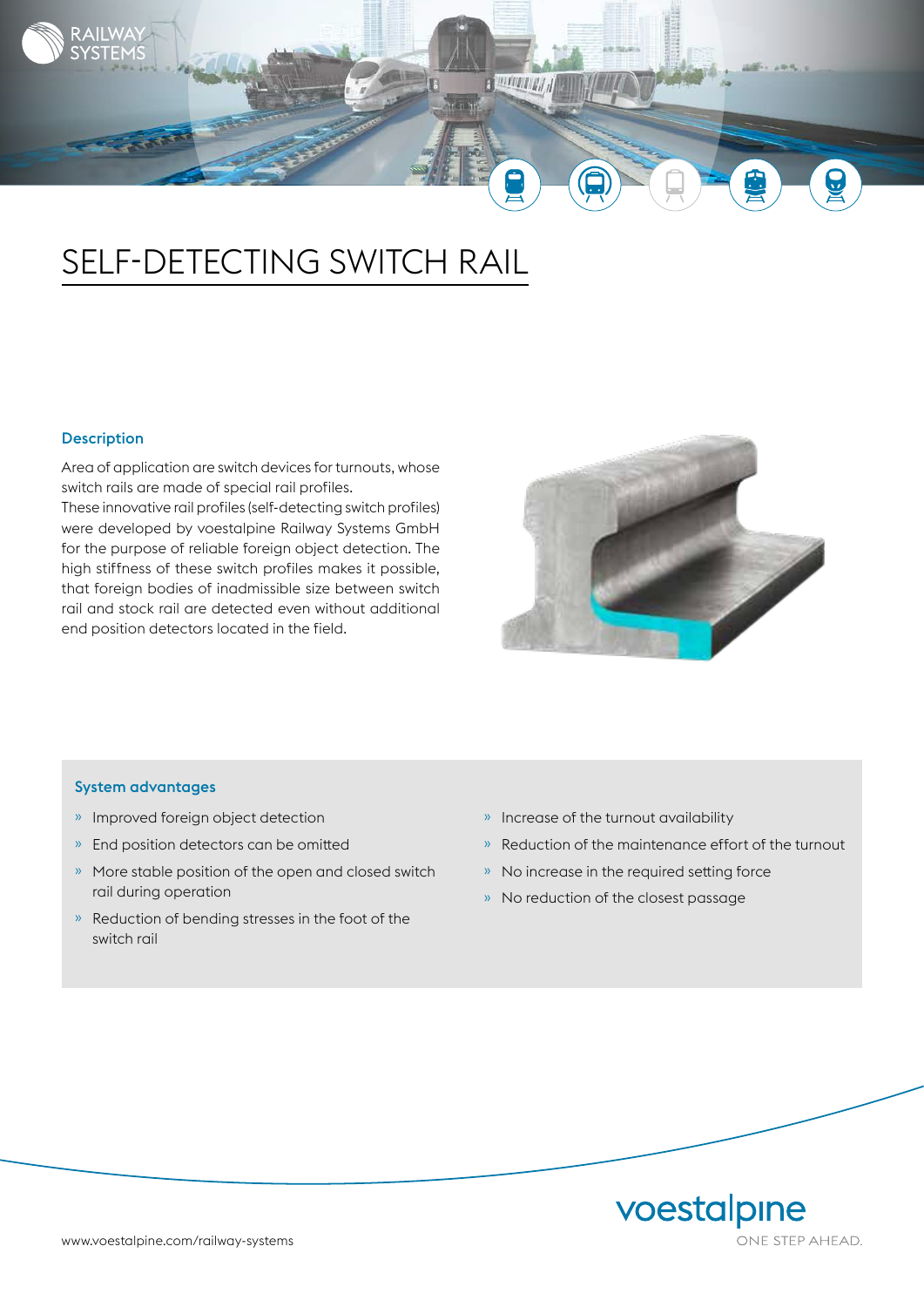# SELF-DETECTING SWITCH RAIL

## Description

Area of application are switch devices for turnouts, whose switch rails are made of special rail profiles.
These innovative rail profiles (self-detecting switch profiles) were developed by voestalpine Railway Systems GmbH for the purpose of reliable foreign object detection. The high stiffness of these switch profiles makes it possible, that foreign bodies of inadmissible size between switch rail and stock rail are detected even without additional end position detectors located in the field.

## System advantages

- Improved foreign object detection
- End position detectors can be omitted
- More stable position of the open and closed switch rail during operation
- Reduction of bending stresses in the foot of the switch rail
- Increase of the turnout availability
- Reduction of the maintenance effort of the turnout
- No increase in the required setting force
- No reduction of the closest passage

www.voestalpine.com/railway-systems

voestalpine ONE STEP AHEAD.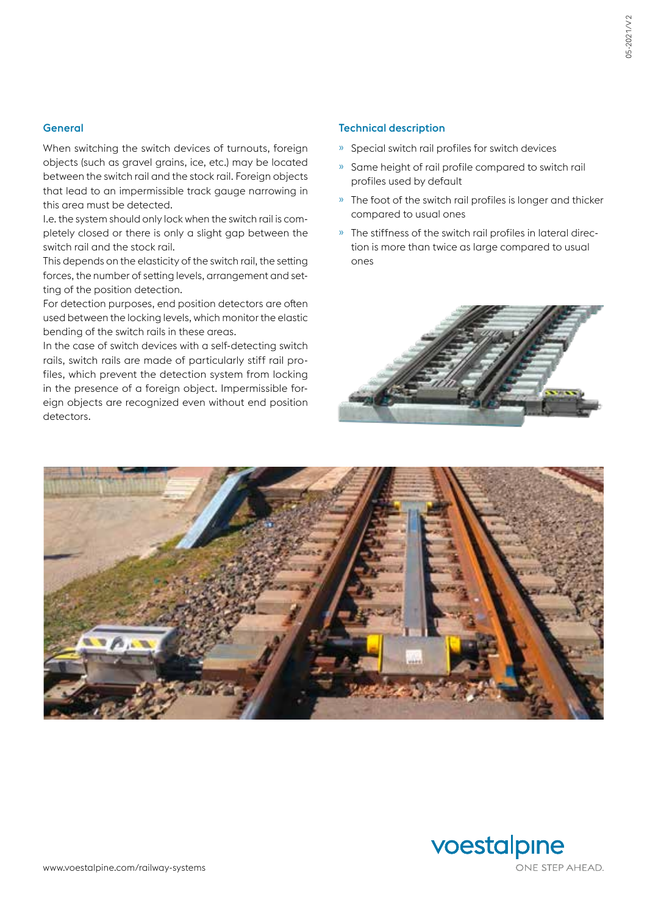## General

When switching the switch devices of turnouts, foreign objects (such as gravel grains, ice, etc.) may be located between the switch rail and the stock rail. Foreign objects that lead to an impermissible track gauge narrowing in this area must be detected.

I.e. the system should only lock when the switch rail is completely closed or there is only a slight gap between the switch rail and the stock rail.

This depends on the elasticity of the switch rail, the setting forces, the number of setting levels, arrangement and setting of the position detection.

For detection purposes, end position detectors are often used between the locking levels, which monitor the elastic bending of the switch rails in these areas.

In the case of switch devices with a self-detecting switch rails, switch rails are made of particularly stiff rail profiles, which prevent the detection system from locking in the presence of a foreign object. Impermissible foreign objects are recognized even without end position detectors.

## Technical description

- Special switch rail profiles for switch devices
- Same height of rail profile compared to switch rail profiles used by default
- The foot of the switch rail profiles is longer and thicker compared to usual ones
- The stiffness of the switch rail profiles in lateral direction is more than twice as large compared to usual ones

www.voestalpine.com/railway-systems

voestalpine ONE STEP AHEAD.